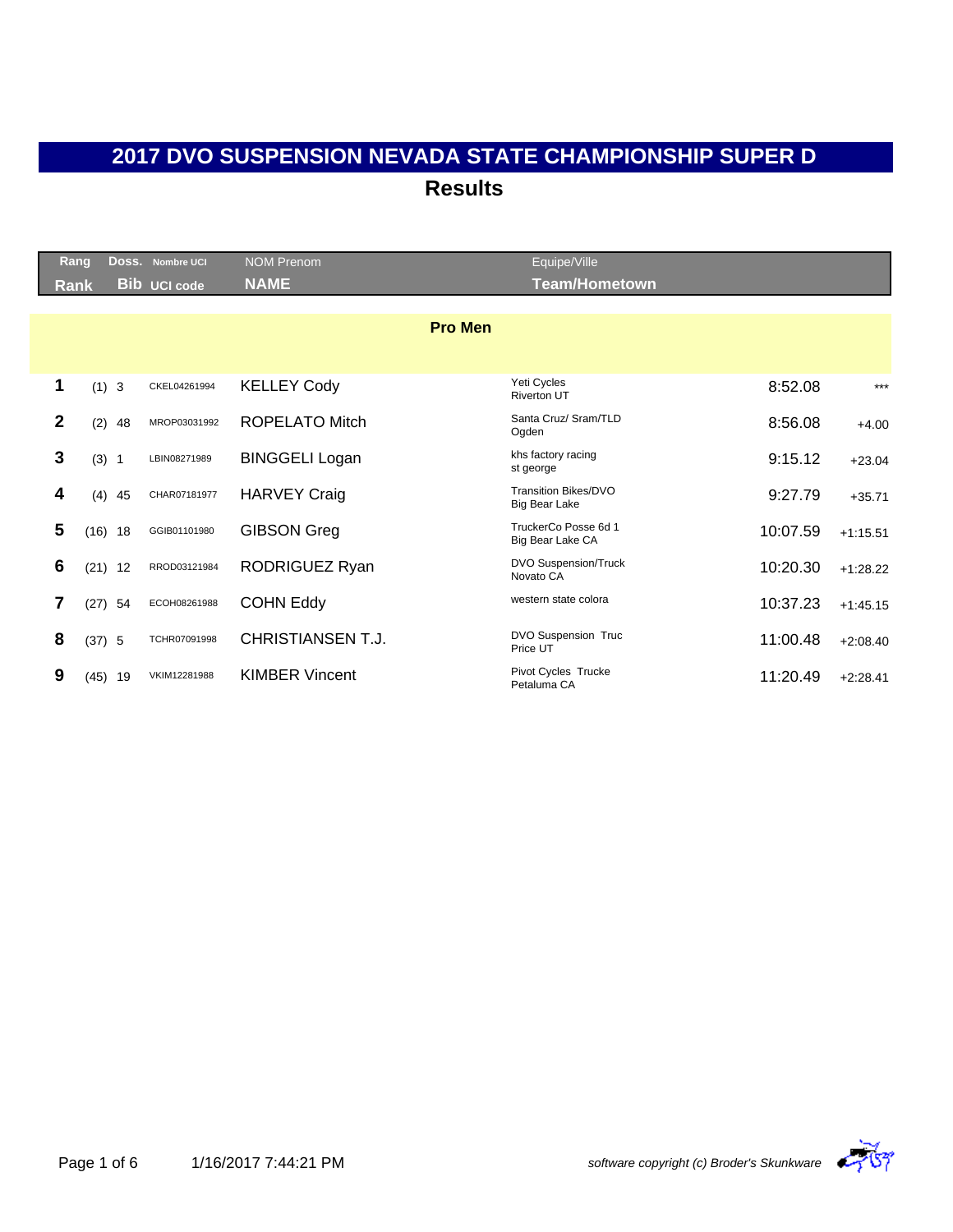# 2017 DVO SUSPENSION NEVADA STATE CHAMPIONSHIP SUPER D

## Results

| Rang<br>Rank | Doss.<br>Bib | Nombre UCI<br>UCI code | NOM Prenom<br>NAME | Equipe/Ville<br>Team/Hometown | | |
|---|---|---|---|---|---|---|
| **Pro Men** | | | | | | |
| 1 | (1) 3 | CKEL04261994 | KELLEY Cody | Yeti Cycles<br>Riverton UT | 8:52.08 | *** |
| 2 | (2) 48 | MROP03031992 | ROPELATO Mitch | Santa Cruz/ Sram/TLD<br>Ogden | 8:56.08 | +4.00 |
| 3 | (3) 1 | LBIN08271989 | BINGGELI Logan | khs factory racing<br>st george | 9:15.12 | +23.04 |
| 4 | (4) 45 | CHAR07181977 | HARVEY Craig | Transition Bikes/DVO<br>Big Bear Lake | 9:27.79 | +35.71 |
| 5 | (16) 18 | GGIB01101980 | GIBSON Greg | TruckerCo Posse 6d 1<br>Big Bear Lake CA | 10:07.59 | +1:15.51 |
| 6 | (21) 12 | RROD03121984 | RODRIGUEZ Ryan | DVO Suspension/Truck<br>Novato CA | 10:20.30 | +1:28.22 |
| 7 | (27) 54 | ECOH08261988 | COHN Eddy | western state colora | 10:37.23 | +1:45.15 |
| 8 | (37) 5 | TCHR07091998 | CHRISTIANSEN T.J. | DVO Suspension Truc<br>Price UT | 11:00.48 | +2:08.40 |
| 9 | (45) 19 | VKIM12281988 | KIMBER Vincent | Pivot Cycles Trucke<br>Petaluma CA | 11:20.49 | +2:28.41 |

1/16/2017 7:44:21 PM

*software copyright (c) Broder's Skunkware*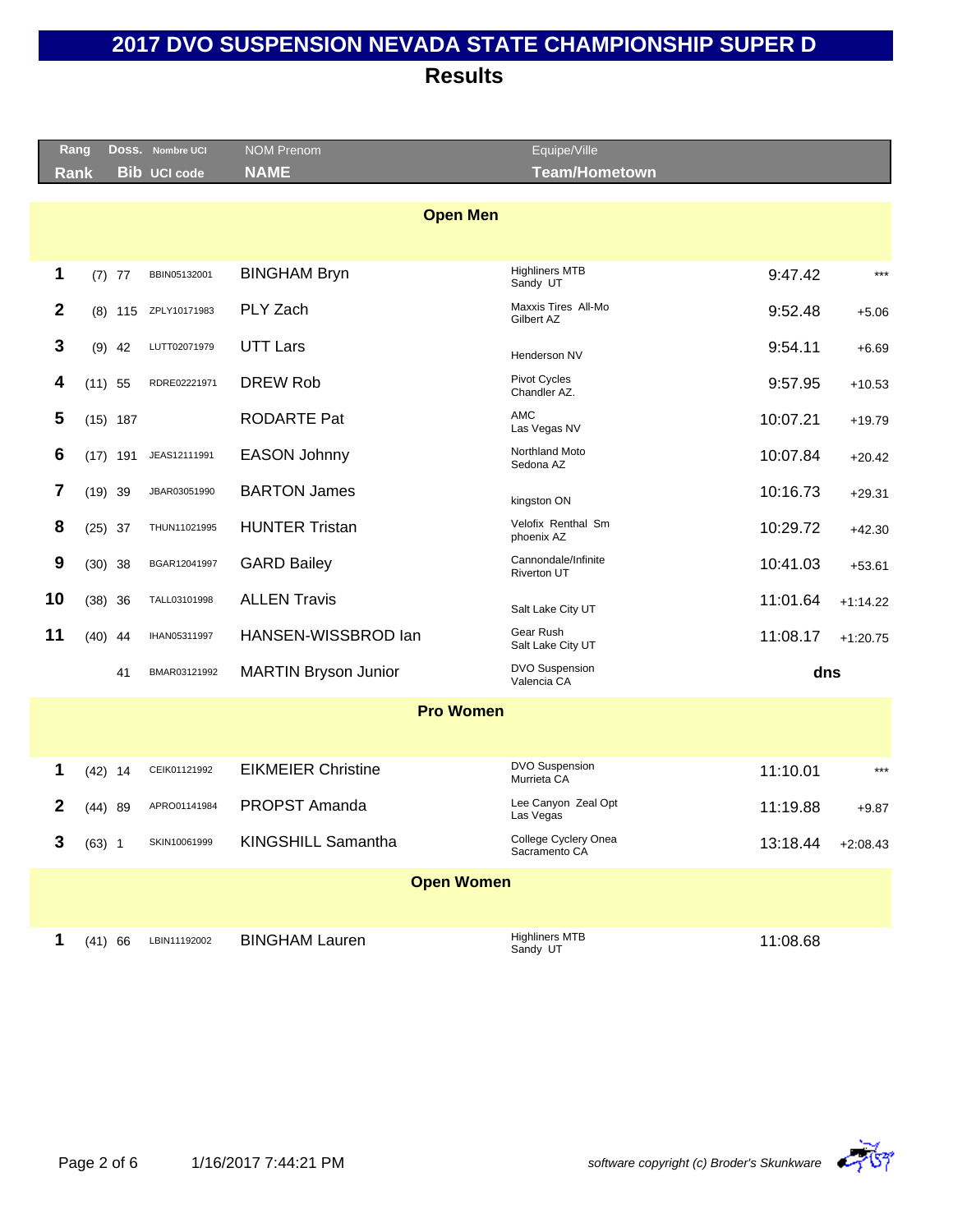# 2017 DVO SUSPENSION NEVADA STATE CHAMPIONSHIP SUPER D

## Results

| Rang Rank | | Doss. Bib | Nombre UCI UCI code | NOM Prenom NAME | Equipe/Ville Team/Hometown | | |
|---|---|---|---|---|---|---|---|
| **Open Men** | | | | | | | |
| **1** | (7) | 77 | BBIN05132001 | BINGHAM Bryn | Highliners MTB Sandy UT | 9:47.42 | *** |
| **2** | (8) | 115 | ZPLY10171983 | PLY Zach | Maxxis Tires All-Mo Gilbert AZ | 9:52.48 | +5.06 |
| **3** | (9) | 42 | LUTT02071979 | UTT Lars | Henderson NV | 9:54.11 | +6.69 |
| **4** | (11) | 55 | RDRE02221971 | DREW Rob | Pivot Cycles Chandler AZ. | 9:57.95 | +10.53 |
| **5** | (15) | 187 | | RODARTE Pat | AMC Las Vegas NV | 10:07.21 | +19.79 |
| **6** | (17) | 191 | JEAS12111991 | EASON Johnny | Northland Moto Sedona AZ | 10:07.84 | +20.42 |
| **7** | (19) | 39 | JBAR03051990 | BARTON James | kingston ON | 10:16.73 | +29.31 |
| **8** | (25) | 37 | THUN11021995 | HUNTER Tristan | Velofix Renthal Sm phoenix AZ | 10:29.72 | +42.30 |
| **9** | (30) | 38 | BGAR12041997 | GARD Bailey | Cannondale/Infinite Riverton UT | 10:41.03 | +53.61 |
| **10** | (38) | 36 | TALL03101998 | ALLEN Travis | Salt Lake City UT | 11:01.64 | +1:14.22 |
| **11** | (40) | 44 | IHAN05311997 | HANSEN-WISSBROD Ian | Gear Rush Salt Lake City UT | 11:08.17 | +1:20.75 |
| | | 41 | BMAR03121992 | MARTIN Bryson Junior | DVO Suspension Valencia CA | **dns** | |
| **Pro Women** | | | | | | | |
| **1** | (42) | 14 | CEIK01121992 | EIKMEIER Christine | DVO Suspension Murrieta CA | 11:10.01 | *** |
| **2** | (44) | 89 | APRO01141984 | PROPST Amanda | Lee Canyon Zeal Opt Las Vegas | 11:19.88 | +9.87 |
| **3** | (63) | 1 | SKIN10061999 | KINGSHILL Samantha | College Cyclery Onea Sacramento CA | 13:18.44 | +2:08.43 |
| **Open Women** | | | | | | | |
| **1** | (41) | 66 | LBIN11192002 | BINGHAM Lauren | Highliners MTB Sandy UT | 11:08.68 | |

1/16/2017 7:44:21 PM

*software copyright (c) Broder's Skunkware*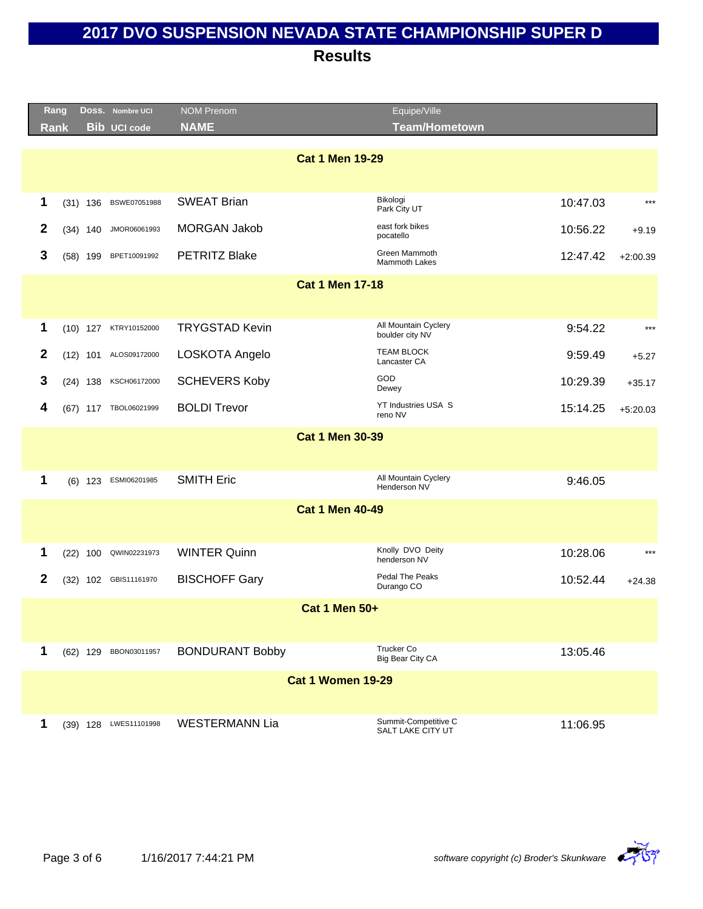# 2017 DVO SUSPENSION NEVADA STATE CHAMPIONSHIP SUPER D

## Results

| Rang / Rank | | Doss. / Bib | Nombre UCI / UCI code | NOM Prenom / NAME | Equipe/Ville / Team/Hometown | | |
|---|---|---|---|---|---|---|---|
| **Cat 1 Men 19-29** | | | | | | | |
| 1 | (31) | 136 | BSWE07051988 | SWEAT Brian | Bikologi<br>Park City UT | 10:47.03 | *** |
| 2 | (34) | 140 | JMOR06061993 | MORGAN Jakob | east fork bikes<br>pocatello | 10:56.22 | +9.19 |
| 3 | (58) | 199 | BPET10091992 | PETRITZ Blake | Green Mammoth<br>Mammoth Lakes | 12:47.42 | +2:00.39 |
| **Cat 1 Men 17-18** | | | | | | | |
| 1 | (10) | 127 | KTRY10152000 | TRYGSTAD Kevin | All Mountain Cyclery<br>boulder city NV | 9:54.22 | *** |
| 2 | (12) | 101 | ALOS09172000 | LOSKOTA Angelo | TEAM BLOCK<br>Lancaster CA | 9:59.49 | +5.27 |
| 3 | (24) | 138 | KSCH06172000 | SCHEVERS Koby | GOD<br>Dewey | 10:29.39 | +35.17 |
| 4 | (67) | 117 | TBOL06021999 | BOLDI Trevor | YT Industries USA S<br>reno NV | 15:14.25 | +5:20.03 |
| **Cat 1 Men 30-39** | | | | | | | |
| 1 | (6) | 123 | ESMI06201985 | SMITH Eric | All Mountain Cyclery<br>Henderson NV | 9:46.05 | |
| **Cat 1 Men 40-49** | | | | | | | |
| 1 | (22) | 100 | QWIN02231973 | WINTER Quinn | Knolly DVO Deity<br>henderson NV | 10:28.06 | *** |
| 2 | (32) | 102 | GBIS11161970 | BISCHOFF Gary | Pedal The Peaks<br>Durango CO | 10:52.44 | +24.38 |
| **Cat 1 Men 50+** | | | | | | | |
| 1 | (62) | 129 | BBON03011957 | BONDURANT Bobby | Trucker Co<br>Big Bear City CA | 13:05.46 | |
| **Cat 1 Women 19-29** | | | | | | | |
| 1 | (39) | 128 | LWES11101998 | WESTERMANN Lia | Summit-Competitive C<br>SALT LAKE CITY UT | 11:06.95 | |

1/16/2017 7:44:21 PM

*software copyright (c) Broder's Skunkware*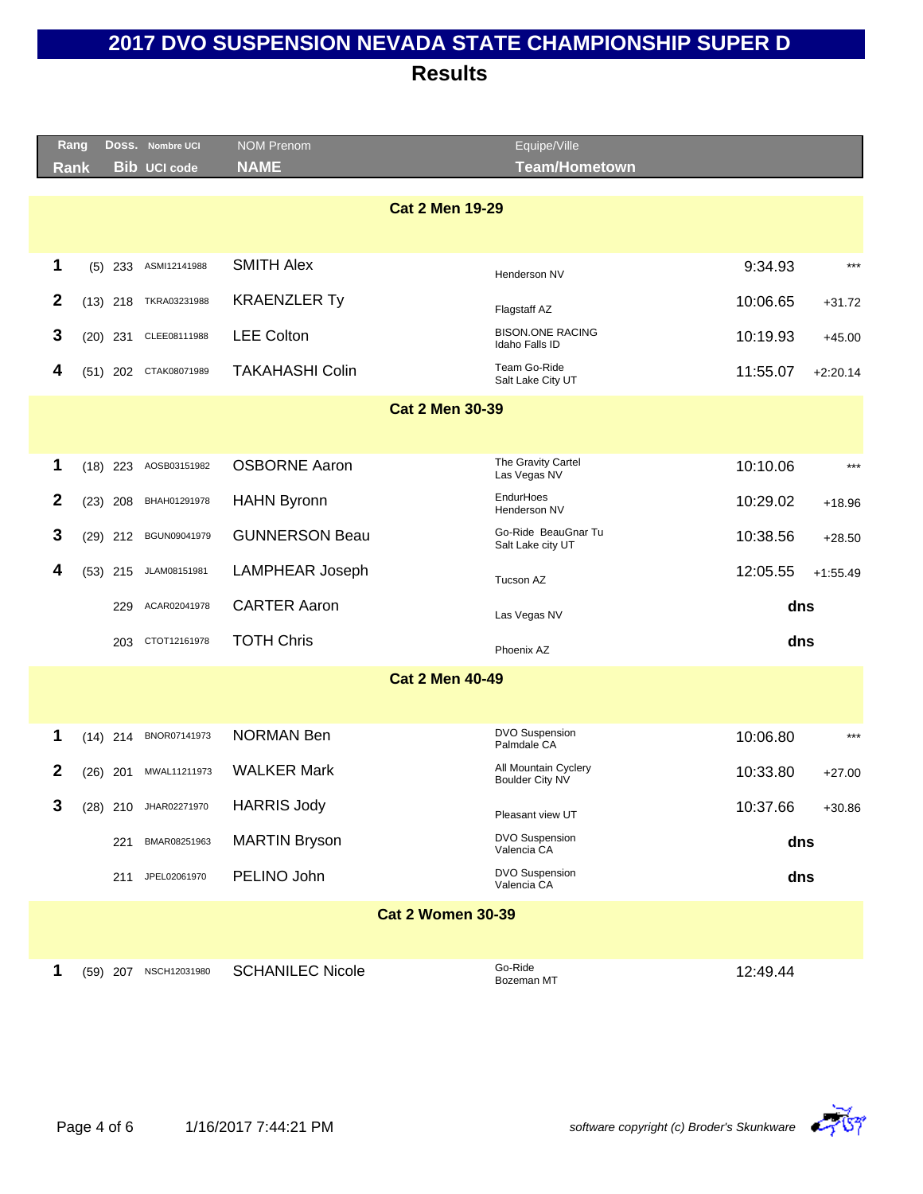# 2017 DVO SUSPENSION NEVADA STATE CHAMPIONSHIP SUPER D

## Results

| Rang Rank | | Doss. Bib | Nombre UCI UCI code | NOM Prenom NAME | Equipe/Ville Team/Hometown | | |
|---|---|---|---|---|---|---|---|
| **Cat 2 Men 19-29** | | | | | | | |
| 1 | (5) | 233 | ASMI12141988 | SMITH Alex | Henderson NV | 9:34.93 | *** |
| 2 | (13) | 218 | TKRA03231988 | KRAENZLER Ty | Flagstaff AZ | 10:06.65 | +31.72 |
| 3 | (20) | 231 | CLEE08111988 | LEE Colton | BISON.ONE RACING Idaho Falls ID | 10:19.93 | +45.00 |
| 4 | (51) | 202 | CTAK08071989 | TAKAHASHI Colin | Team Go-Ride Salt Lake City UT | 11:55.07 | +2:20.14 |
| **Cat 2 Men 30-39** | | | | | | | |
| 1 | (18) | 223 | AOSB03151982 | OSBORNE Aaron | The Gravity Cartel Las Vegas NV | 10:10.06 | *** |
| 2 | (23) | 208 | BHAH01291978 | HAHN Byronn | EndurHoes Henderson NV | 10:29.02 | +18.96 |
| 3 | (29) | 212 | BGUN09041979 | GUNNERSON Beau | Go-Ride BeauGnar Tu Salt Lake city UT | 10:38.56 | +28.50 |
| 4 | (53) | 215 | JLAM08151981 | LAMPHEAR Joseph | Tucson AZ | 12:05.55 | +1:55.49 |
| | | 229 | ACAR02041978 | CARTER Aaron | Las Vegas NV | dns | |
| | | 203 | CTOT12161978 | TOTH Chris | Phoenix AZ | dns | |
| **Cat 2 Men 40-49** | | | | | | | |
| 1 | (14) | 214 | BNOR07141973 | NORMAN Ben | DVO Suspension Palmdale CA | 10:06.80 | *** |
| 2 | (26) | 201 | MWAL11211973 | WALKER Mark | All Mountain Cyclery Boulder City NV | 10:33.80 | +27.00 |
| 3 | (28) | 210 | JHAR02271970 | HARRIS Jody | Pleasant view UT | 10:37.66 | +30.86 |
| | | 221 | BMAR08251963 | MARTIN Bryson | DVO Suspension Valencia CA | dns | |
| | | 211 | JPEL02061970 | PELINO John | DVO Suspension Valencia CA | dns | |
| **Cat 2 Women 30-39** | | | | | | | |
| 1 | (59) | 207 | NSCH12031980 | SCHANILEC Nicole | Go-Ride Bozeman MT | 12:49.44 | |

1/16/2017 7:44:21 PM

software copyright (c) Broder's Skunkware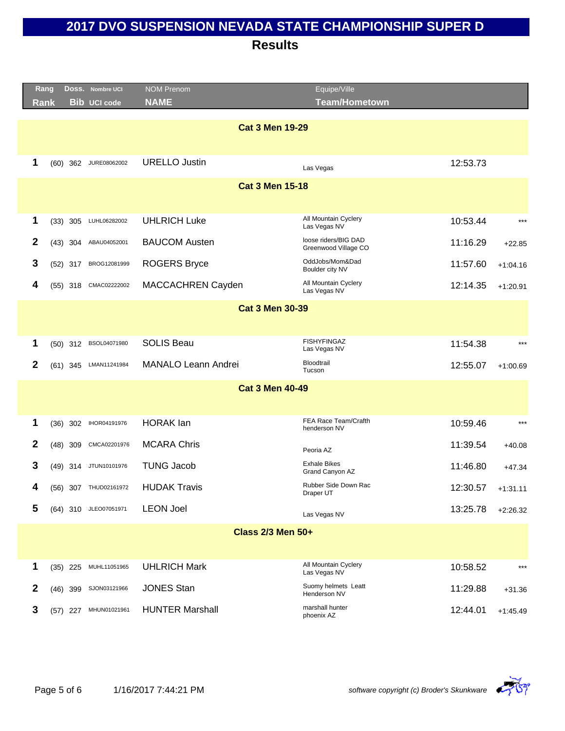# 2017 DVO SUSPENSION NEVADA STATE CHAMPIONSHIP SUPER D

## Results

| Rang Rank | | Doss. Bib | Nombre UCI UCI code | NOM Prenom NAME | Equipe/Ville Team/Hometown | | |
|---|---|---|---|---|---|---|---|
| **Cat 3 Men 19-29** | | | | | | | |
| 1 | (60) | 362 | JURE08062002 | URELLO Justin | Las Vegas | 12:53.73 | |
| **Cat 3 Men 15-18** | | | | | | | |
| 1 | (33) | 305 | LUHL06282002 | UHLRICH Luke | All Mountain Cyclery Las Vegas NV | 10:53.44 | *** |
| 2 | (43) | 304 | ABAU04052001 | BAUCOM Austen | loose riders/BIG DAD Greenwood Village CO | 11:16.29 | +22.85 |
| 3 | (52) | 317 | BROG12081999 | ROGERS Bryce | OddJobs/Mom&Dad Boulder city NV | 11:57.60 | +1:04.16 |
| 4 | (55) | 318 | CMAC02222002 | MACCACHREN Cayden | All Mountain Cyclery Las Vegas NV | 12:14.35 | +1:20.91 |
| **Cat 3 Men 30-39** | | | | | | | |
| 1 | (50) | 312 | BSOL04071980 | SOLIS Beau | FISHYFINGAZ Las Vegas NV | 11:54.38 | *** |
| 2 | (61) | 345 | LMAN11241984 | MANALO Leann Andrei | Bloodtrail Tucson | 12:55.07 | +1:00.69 |
| **Cat 3 Men 40-49** | | | | | | | |
| 1 | (36) | 302 | IHOR04191976 | HORAK Ian | FEA Race Team/Crafth henderson NV | 10:59.46 | *** |
| 2 | (48) | 309 | CMCA02201976 | MCARA Chris | Peoria AZ | 11:39.54 | +40.08 |
| 3 | (49) | 314 | JTUN10101976 | TUNG Jacob | Exhale Bikes Grand Canyon AZ | 11:46.80 | +47.34 |
| 4 | (56) | 307 | THUD02161972 | HUDAK Travis | Rubber Side Down Rac Draper UT | 12:30.57 | +1:31.11 |
| 5 | (64) | 310 | JLEO07051971 | LEON Joel | Las Vegas NV | 13:25.78 | +2:26.32 |
| **Class 2/3 Men 50+** | | | | | | | |
| 1 | (35) | 225 | MUHL11051965 | UHLRICH Mark | All Mountain Cyclery Las Vegas NV | 10:58.52 | *** |
| 2 | (46) | 399 | SJON03121966 | JONES Stan | Suomy helmets Leatt Henderson NV | 11:29.88 | +31.36 |
| 3 | (57) | 227 | MHUN01021961 | HUNTER Marshall | marshall hunter phoenix AZ | 12:44.01 | +1:45.49 |

1/16/2017 7:44:21 PM

*software copyright (c) Broder's Skunkware*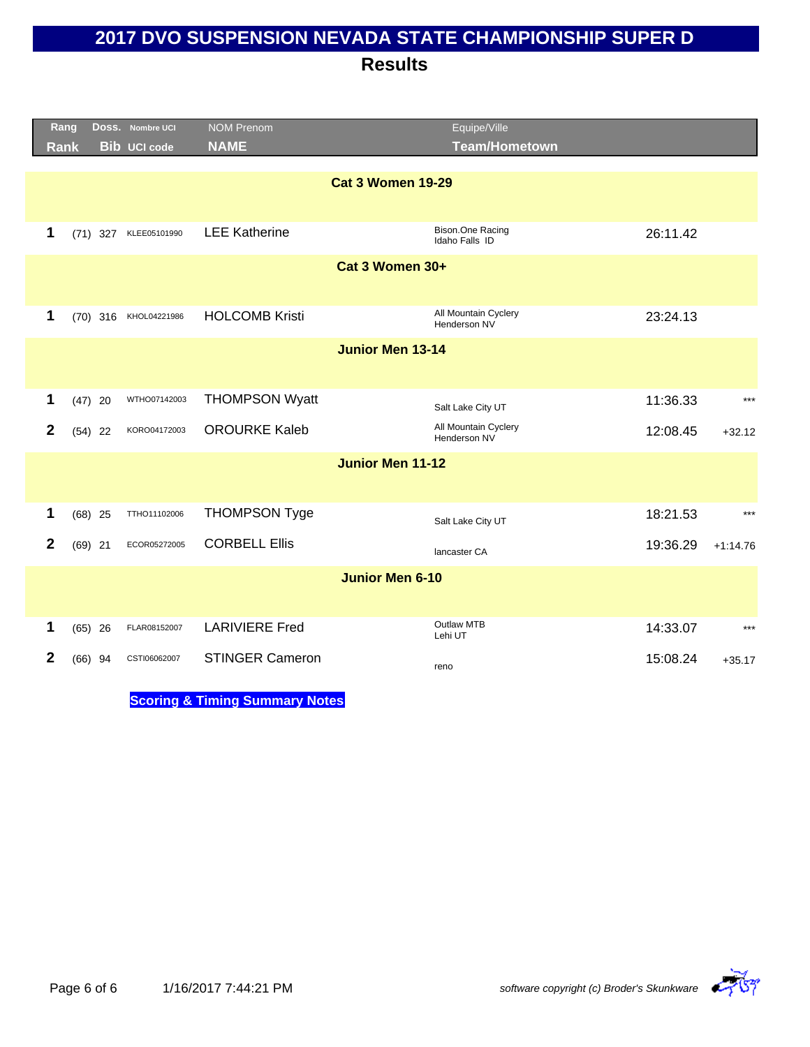# 2017 DVO SUSPENSION NEVADA STATE CHAMPIONSHIP SUPER D

## Results

| Rang / Rank | | Doss. / Bib | Nombre UCI / UCI code | NOM Prenom / NAME | Equipe/Ville / Team/Hometown | | |
|---|---|---|---|---|---|---|---|
| | | | | **Cat 3 Women 19-29** | | | |
| 1 | (71) | 327 | KLEE05101990 | LEE Katherine | Bison.One Racing Idaho Falls ID | 26:11.42 | |
| | | | | **Cat 3 Women 30+** | | | |
| 1 | (70) | 316 | KHOL04221986 | HOLCOMB Kristi | All Mountain Cyclery Henderson NV | 23:24.13 | |
| | | | | **Junior Men 13-14** | | | |
| 1 | (47) | 20 | WTHO07142003 | THOMPSON Wyatt | Salt Lake City UT | 11:36.33 | *** |
| 2 | (54) | 22 | KORO04172003 | OROURKE Kaleb | All Mountain Cyclery Henderson NV | 12:08.45 | +32.12 |
| | | | | **Junior Men 11-12** | | | |
| 1 | (68) | 25 | TTHO11102006 | THOMPSON Tyge | Salt Lake City UT | 18:21.53 | *** |
| 2 | (69) | 21 | ECOR05272005 | CORBELL Ellis | lancaster CA | 19:36.29 | +1:14.76 |
| | | | | **Junior Men 6-10** | | | |
| 1 | (65) | 26 | FLAR08152007 | LARIVIERE Fred | Outlaw MTB Lehi UT | 14:33.07 | *** |
| 2 | (66) | 94 | CSTI06062007 | STINGER Cameron | reno | 15:08.24 | +35.17 |

**Scoring & Timing Summary Notes**

1/16/2017 7:44:21 PM

*software copyright (c) Broder's Skunkware*